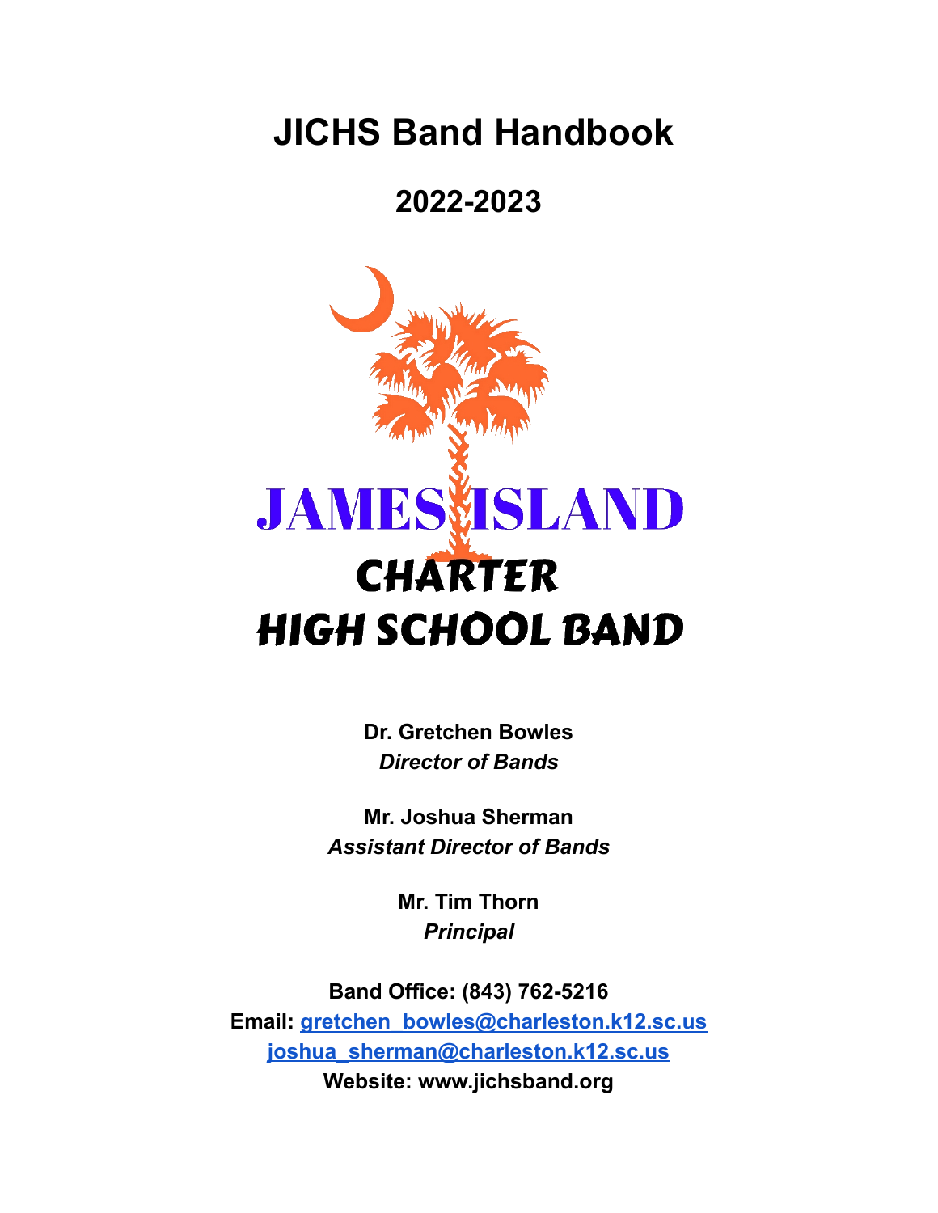# JICHS Band Handbook

## 2022-2023

JAMES ISLAND

CHARTER

HIGH SCHOOL BAND

**Dr. Gretchen Bowles**
***Director of Bands***

**Mr. Joshua Sherman**
***Assistant Director of Bands***

**Mr. Tim Thorn**
***Principal***

**Band Office: (843) 762-5216**
**Email: gretchen_bowles@charleston.k12.sc.us**
**joshua_sherman@charleston.k12.sc.us**
**Website: www.jichsband.org**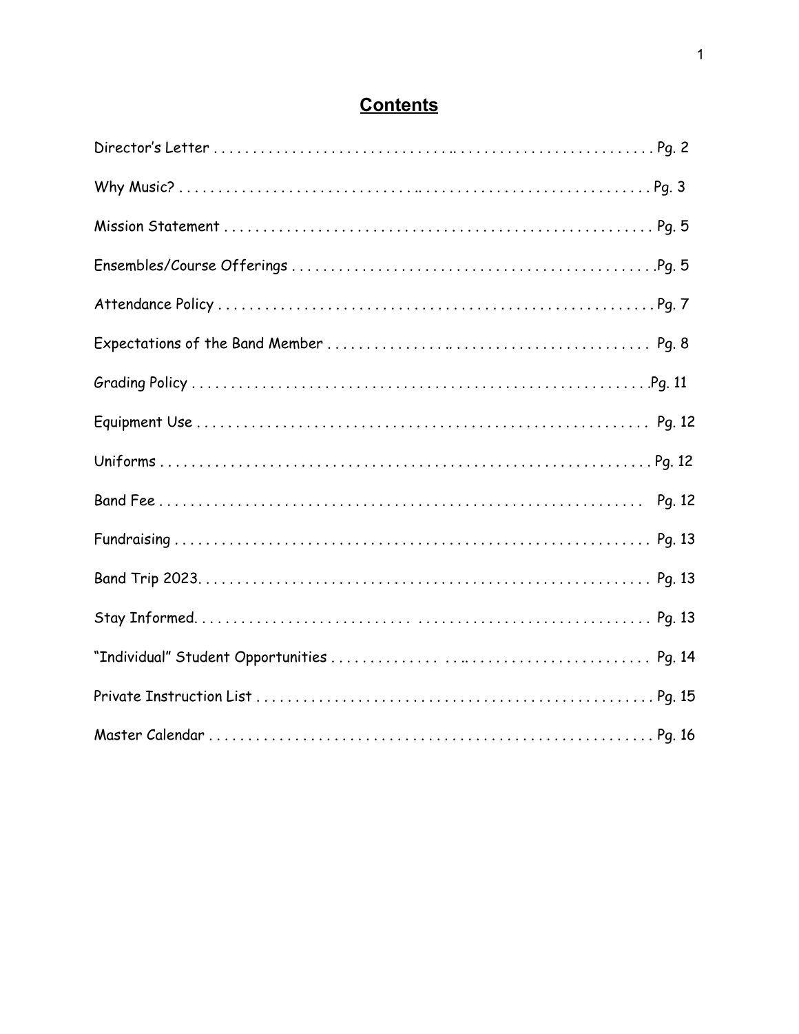# Contents

| | |
|---|---|
| Director's Letter | Pg. 2 |
| Why Music? | Pg. 3 |
| Mission Statement | Pg. 5 |
| Ensembles/Course Offerings | Pg. 5 |
| Attendance Policy | Pg. 7 |
| Expectations of the Band Member | Pg. 8 |
| Grading Policy | Pg. 11 |
| Equipment Use | Pg. 12 |
| Uniforms | Pg. 12 |
| Band Fee | Pg. 12 |
| Fundraising | Pg. 13 |
| Band Trip 2023 | Pg. 13 |
| Stay Informed | Pg. 13 |
| "Individual" Student Opportunities | Pg. 14 |
| Private Instruction List | Pg. 15 |
| Master Calendar | Pg. 16 |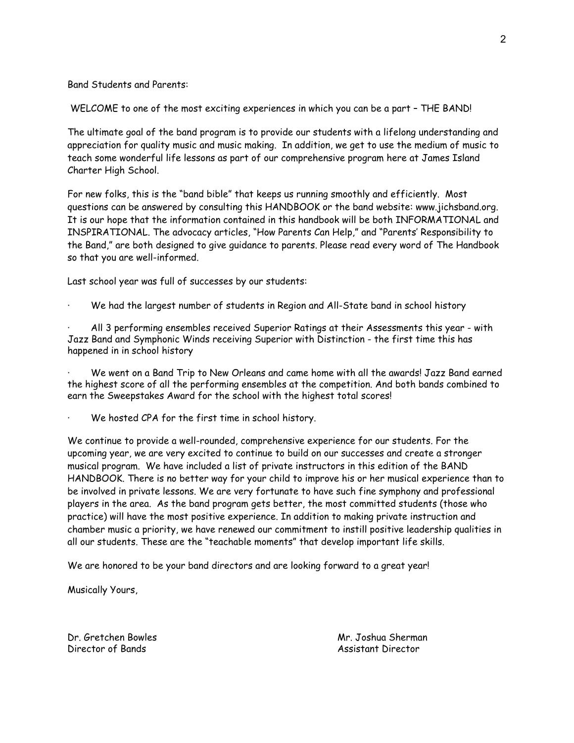Band Students and Parents:

WELCOME to one of the most exciting experiences in which you can be a part – THE BAND!

The ultimate goal of the band program is to provide our students with a lifelong understanding and appreciation for quality music and music making. In addition, we get to use the medium of music to teach some wonderful life lessons as part of our comprehensive program here at James Island Charter High School.

For new folks, this is the "band bible" that keeps us running smoothly and efficiently. Most questions can be answered by consulting this HANDBOOK or the band website: www.jichsband.org. It is our hope that the information contained in this handbook will be both INFORMATIONAL and INSPIRATIONAL. The advocacy articles, "How Parents Can Help," and "Parents' Responsibility to the Band," are both designed to give guidance to parents. Please read every word of The Handbook so that you are well-informed.

Last school year was full of successes by our students:

- We had the largest number of students in Region and All-State band in school history
- All 3 performing ensembles received Superior Ratings at their Assessments this year - with Jazz Band and Symphonic Winds receiving Superior with Distinction - the first time this has happened in in school history
- We went on a Band Trip to New Orleans and came home with all the awards! Jazz Band earned the highest score of all the performing ensembles at the competition. And both bands combined to earn the Sweepstakes Award for the school with the highest total scores!
- We hosted CPA for the first time in school history.

We continue to provide a well-rounded, comprehensive experience for our students. For the upcoming year, we are very excited to continue to build on our successes and create a stronger musical program. We have included a list of private instructors in this edition of the BAND HANDBOOK. There is no better way for your child to improve his or her musical experience than to be involved in private lessons. We are very fortunate to have such fine symphony and professional players in the area. As the band program gets better, the most committed students (those who practice) will have the most positive experience. In addition to making private instruction and chamber music a priority, we have renewed our commitment to instill positive leadership qualities in all our students. These are the "teachable moments" that develop important life skills.

We are honored to be your band directors and are looking forward to a great year!

Musically Yours,

Dr. Gretchen Bowles
Director of Bands

Mr. Joshua Sherman
Assistant Director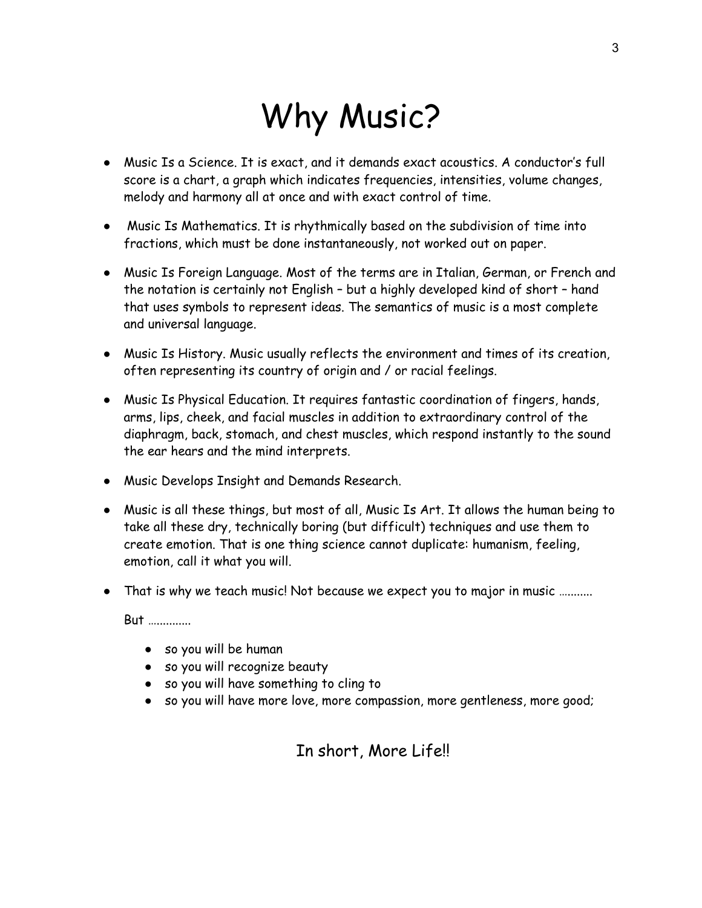# Why Music?

- Music Is a Science. It is exact, and it demands exact acoustics. A conductor's full score is a chart, a graph which indicates frequencies, intensities, volume changes, melody and harmony all at once and with exact control of time.
- Music Is Mathematics. It is rhythmically based on the subdivision of time into fractions, which must be done instantaneously, not worked out on paper.
- Music Is Foreign Language. Most of the terms are in Italian, German, or French and the notation is certainly not English – but a highly developed kind of short – hand that uses symbols to represent ideas. The semantics of music is a most complete and universal language.
- Music Is History. Music usually reflects the environment and times of its creation, often representing its country of origin and / or racial feelings.
- Music Is Physical Education. It requires fantastic coordination of fingers, hands, arms, lips, cheek, and facial muscles in addition to extraordinary control of the diaphragm, back, stomach, and chest muscles, which respond instantly to the sound the ear hears and the mind interprets.
- Music Develops Insight and Demands Research.
- Music is all these things, but most of all, Music Is Art. It allows the human being to take all these dry, technically boring (but difficult) techniques and use them to create emotion. That is one thing science cannot duplicate: humanism, feeling, emotion, call it what you will.
- That is why we teach music! Not because we expect you to major in music ...........

  But ..............

  - so you will be human
  - so you will recognize beauty
  - so you will have something to cling to
  - so you will have more love, more compassion, more gentleness, more good;

In short, More Life!!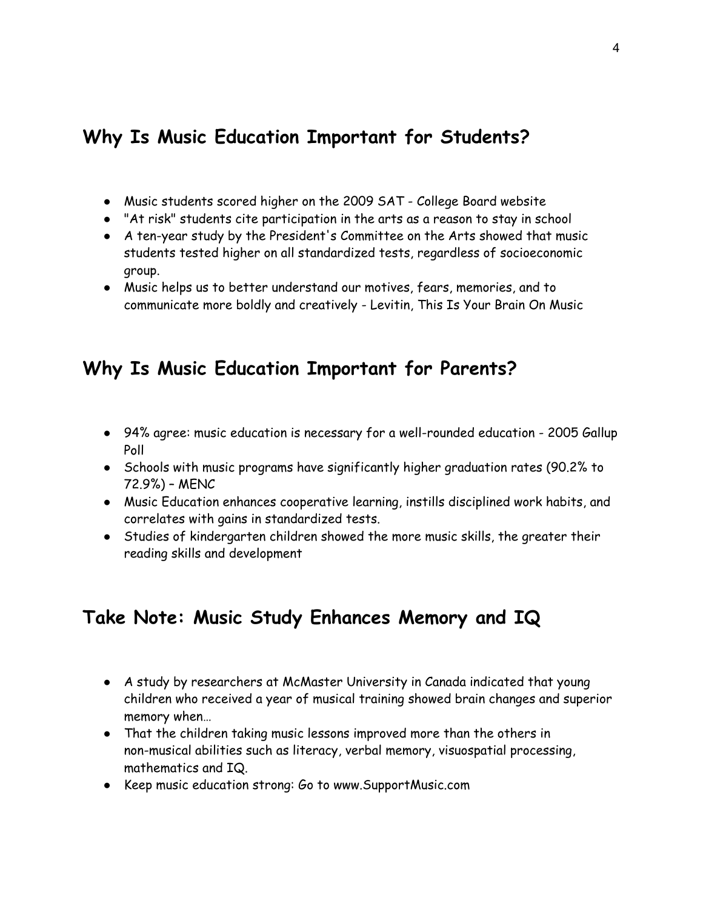## Why Is Music Education Important for Students?

- Music students scored higher on the 2009 SAT - College Board website
- "At risk" students cite participation in the arts as a reason to stay in school
- A ten-year study by the President's Committee on the Arts showed that music students tested higher on all standardized tests, regardless of socioeconomic group.
- Music helps us to better understand our motives, fears, memories, and to communicate more boldly and creatively - Levitin, This Is Your Brain On Music

## Why Is Music Education Important for Parents?

- 94% agree: music education is necessary for a well-rounded education - 2005 Gallup Poll
- Schools with music programs have significantly higher graduation rates (90.2% to 72.9%) – MENC
- Music Education enhances cooperative learning, instills disciplined work habits, and correlates with gains in standardized tests.
- Studies of kindergarten children showed the more music skills, the greater their reading skills and development

## Take Note: Music Study Enhances Memory and IQ

- A study by researchers at McMaster University in Canada indicated that young children who received a year of musical training showed brain changes and superior memory when…
- That the children taking music lessons improved more than the others in non-musical abilities such as literacy, verbal memory, visuospatial processing, mathematics and IQ.
- Keep music education strong: Go to www.SupportMusic.com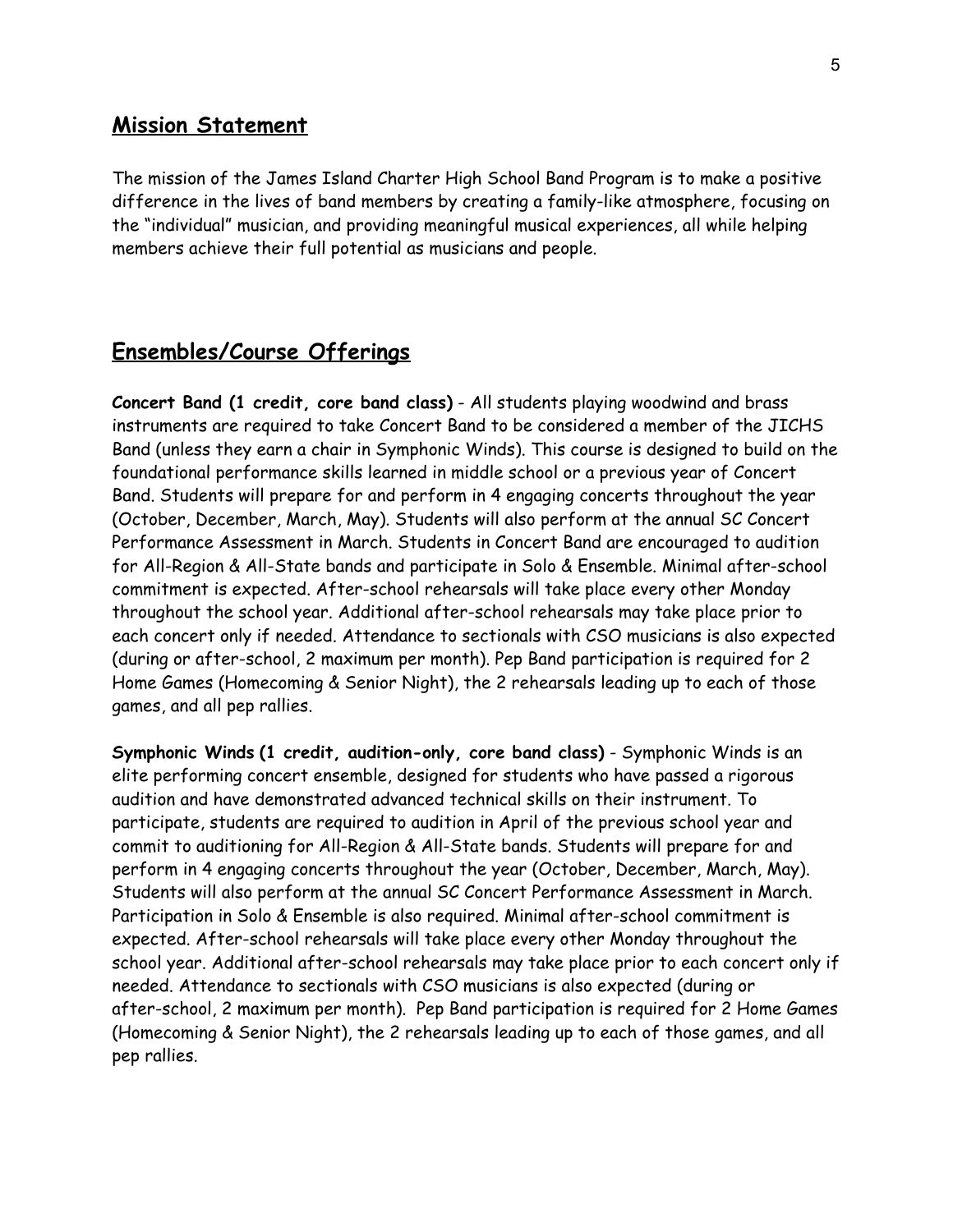## Mission Statement

The mission of the James Island Charter High School Band Program is to make a positive difference in the lives of band members by creating a family-like atmosphere, focusing on the "individual" musician, and providing meaningful musical experiences, all while helping members achieve their full potential as musicians and people.

## Ensembles/Course Offerings

**Concert Band (1 credit, core band class)** - All students playing woodwind and brass instruments are required to take Concert Band to be considered a member of the JICHS Band (unless they earn a chair in Symphonic Winds). This course is designed to build on the foundational performance skills learned in middle school or a previous year of Concert Band. Students will prepare for and perform in 4 engaging concerts throughout the year (October, December, March, May). Students will also perform at the annual SC Concert Performance Assessment in March. Students in Concert Band are encouraged to audition for All-Region & All-State bands and participate in Solo & Ensemble. Minimal after-school commitment is expected. After-school rehearsals will take place every other Monday throughout the school year. Additional after-school rehearsals may take place prior to each concert only if needed. Attendance to sectionals with CSO musicians is also expected (during or after-school, 2 maximum per month). Pep Band participation is required for 2 Home Games (Homecoming & Senior Night), the 2 rehearsals leading up to each of those games, and all pep rallies.

**Symphonic Winds (1 credit, audition-only, core band class)** - Symphonic Winds is an elite performing concert ensemble, designed for students who have passed a rigorous audition and have demonstrated advanced technical skills on their instrument. To participate, students are required to audition in April of the previous school year and commit to auditioning for All-Region & All-State bands. Students will prepare for and perform in 4 engaging concerts throughout the year (October, December, March, May). Students will also perform at the annual SC Concert Performance Assessment in March. Participation in Solo & Ensemble is also required. Minimal after-school commitment is expected. After-school rehearsals will take place every other Monday throughout the school year. Additional after-school rehearsals may take place prior to each concert only if needed. Attendance to sectionals with CSO musicians is also expected (during or after-school, 2 maximum per month). Pep Band participation is required for 2 Home Games (Homecoming & Senior Night), the 2 rehearsals leading up to each of those games, and all pep rallies.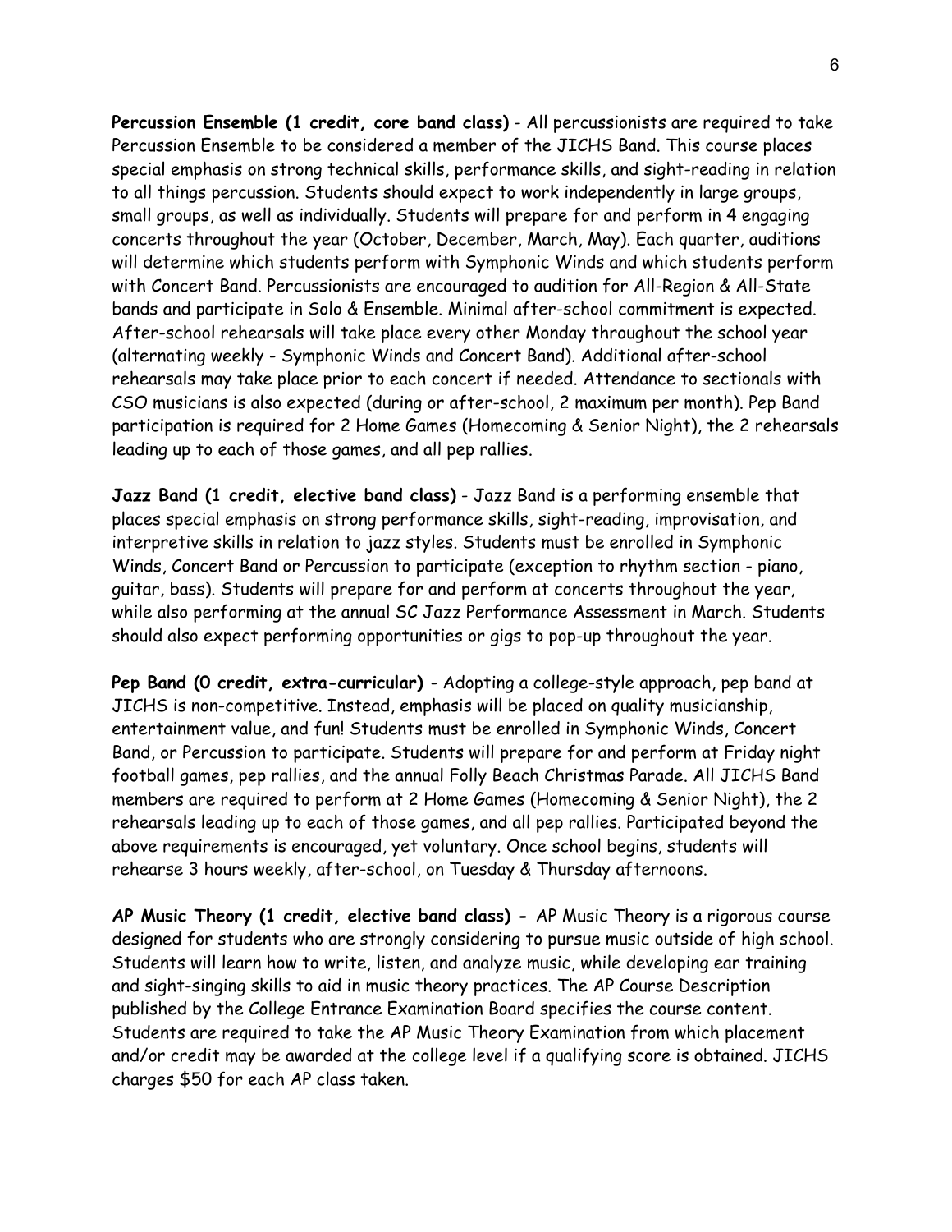**Percussion Ensemble (1 credit, core band class)** - All percussionists are required to take Percussion Ensemble to be considered a member of the JICHS Band. This course places special emphasis on strong technical skills, performance skills, and sight-reading in relation to all things percussion. Students should expect to work independently in large groups, small groups, as well as individually. Students will prepare for and perform in 4 engaging concerts throughout the year (October, December, March, May). Each quarter, auditions will determine which students perform with Symphonic Winds and which students perform with Concert Band. Percussionists are encouraged to audition for All-Region & All-State bands and participate in Solo & Ensemble. Minimal after-school commitment is expected. After-school rehearsals will take place every other Monday throughout the school year (alternating weekly - Symphonic Winds and Concert Band). Additional after-school rehearsals may take place prior to each concert if needed. Attendance to sectionals with CSO musicians is also expected (during or after-school, 2 maximum per month). Pep Band participation is required for 2 Home Games (Homecoming & Senior Night), the 2 rehearsals leading up to each of those games, and all pep rallies.

**Jazz Band (1 credit, elective band class)** - Jazz Band is a performing ensemble that places special emphasis on strong performance skills, sight-reading, improvisation, and interpretive skills in relation to jazz styles. Students must be enrolled in Symphonic Winds, Concert Band or Percussion to participate (exception to rhythm section - piano, guitar, bass). Students will prepare for and perform at concerts throughout the year, while also performing at the annual SC Jazz Performance Assessment in March. Students should also expect performing opportunities or gigs to pop-up throughout the year.

**Pep Band (0 credit, extra-curricular)** - Adopting a college-style approach, pep band at JICHS is non-competitive. Instead, emphasis will be placed on quality musicianship, entertainment value, and fun! Students must be enrolled in Symphonic Winds, Concert Band, or Percussion to participate. Students will prepare for and perform at Friday night football games, pep rallies, and the annual Folly Beach Christmas Parade. All JICHS Band members are required to perform at 2 Home Games (Homecoming & Senior Night), the 2 rehearsals leading up to each of those games, and all pep rallies. Participated beyond the above requirements is encouraged, yet voluntary. Once school begins, students will rehearse 3 hours weekly, after-school, on Tuesday & Thursday afternoons.

**AP Music Theory (1 credit, elective band class) -** AP Music Theory is a rigorous course designed for students who are strongly considering to pursue music outside of high school. Students will learn how to write, listen, and analyze music, while developing ear training and sight-singing skills to aid in music theory practices. The AP Course Description published by the College Entrance Examination Board specifies the course content. Students are required to take the AP Music Theory Examination from which placement and/or credit may be awarded at the college level if a qualifying score is obtained. JICHS charges $50 for each AP class taken.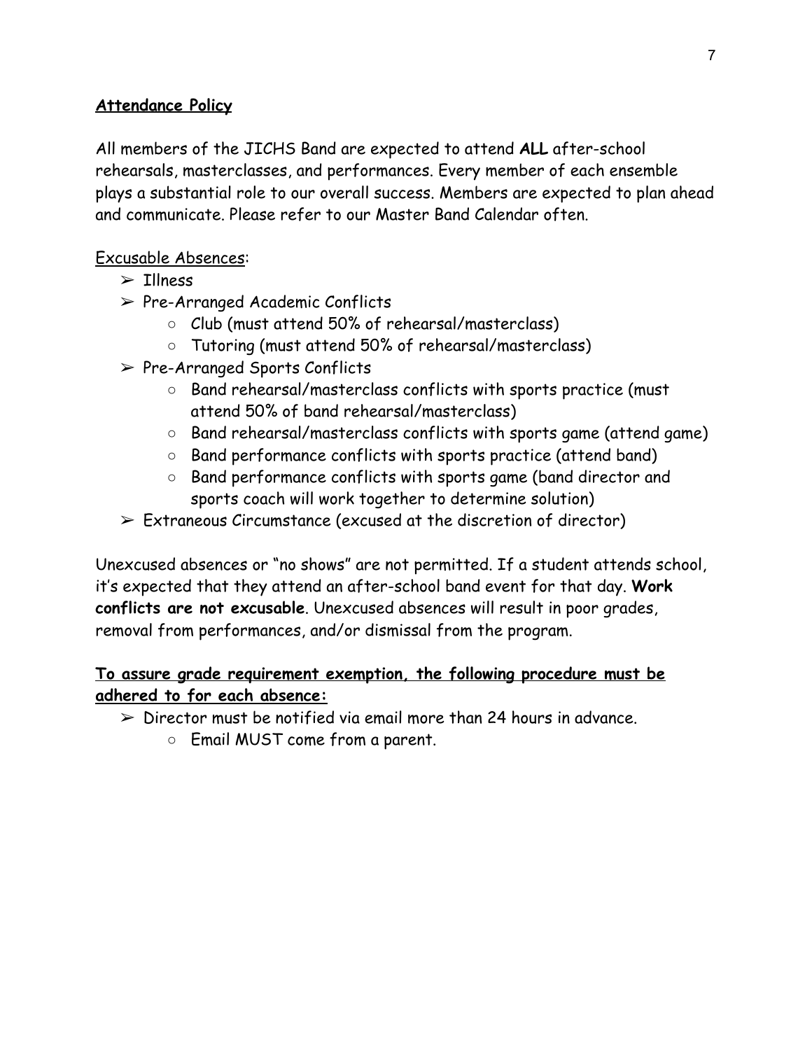## **Attendance Policy**

All members of the JICHS Band are expected to attend **ALL** after-school rehearsals, masterclasses, and performances. Every member of each ensemble plays a substantial role to our overall success. Members are expected to plan ahead and communicate. Please refer to our Master Band Calendar often.

Excusable Absences:

- ➢ Illness
- ➢ Pre-Arranged Academic Conflicts
  - Club (must attend 50% of rehearsal/masterclass)
  - Tutoring (must attend 50% of rehearsal/masterclass)
- ➢ Pre-Arranged Sports Conflicts
  - Band rehearsal/masterclass conflicts with sports practice (must attend 50% of band rehearsal/masterclass)
  - Band rehearsal/masterclass conflicts with sports game (attend game)
  - Band performance conflicts with sports practice (attend band)
  - Band performance conflicts with sports game (band director and sports coach will work together to determine solution)
- ➢ Extraneous Circumstance (excused at the discretion of director)

Unexcused absences or "no shows" are not permitted. If a student attends school, it's expected that they attend an after-school band event for that day. **Work conflicts are not excusable**. Unexcused absences will result in poor grades, removal from performances, and/or dismissal from the program.

**To assure grade requirement exemption, the following procedure must be adhered to for each absence:**

- ➢ Director must be notified via email more than 24 hours in advance.
  - Email MUST come from a parent.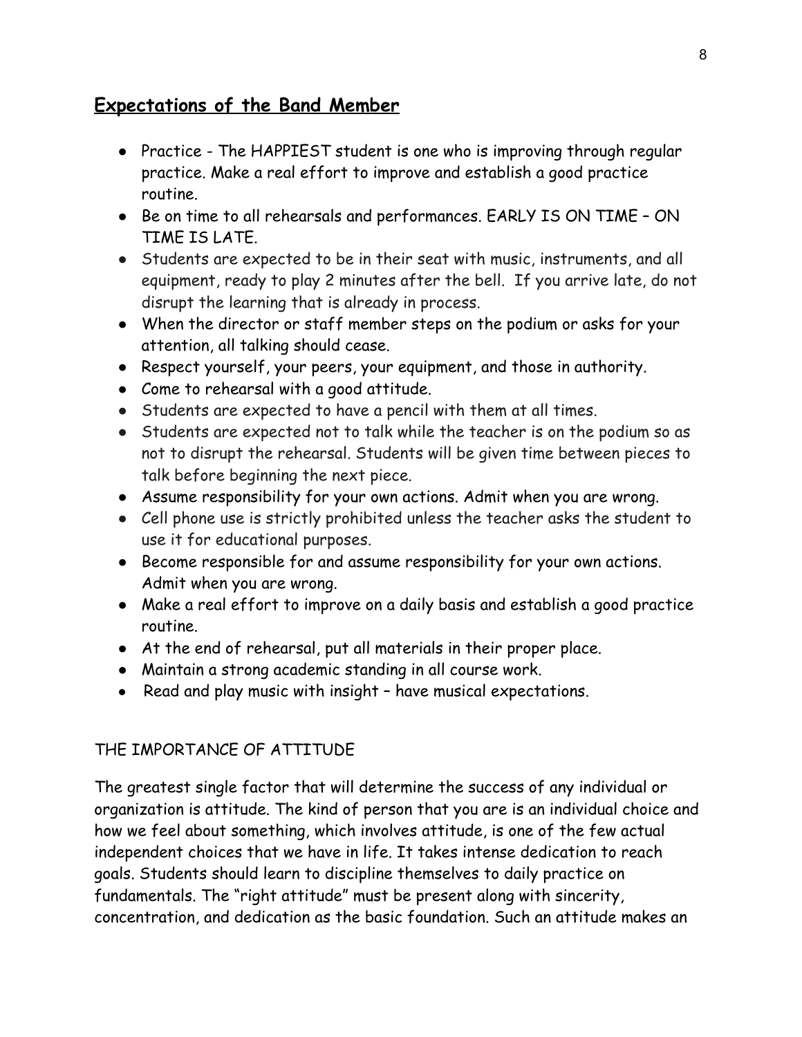## Expectations of the Band Member

- Practice - The HAPPIEST student is one who is improving through regular practice. Make a real effort to improve and establish a good practice routine.
- Be on time to all rehearsals and performances. EARLY IS ON TIME – ON TIME IS LATE.
- Students are expected to be in their seat with music, instruments, and all equipment, ready to play 2 minutes after the bell. If you arrive late, do not disrupt the learning that is already in process.
- When the director or staff member steps on the podium or asks for your attention, all talking should cease.
- Respect yourself, your peers, your equipment, and those in authority.
- Come to rehearsal with a good attitude.
- Students are expected to have a pencil with them at all times.
- Students are expected not to talk while the teacher is on the podium so as not to disrupt the rehearsal. Students will be given time between pieces to talk before beginning the next piece.
- Assume responsibility for your own actions. Admit when you are wrong.
- Cell phone use is strictly prohibited unless the teacher asks the student to use it for educational purposes.
- Become responsible for and assume responsibility for your own actions. Admit when you are wrong.
- Make a real effort to improve on a daily basis and establish a good practice routine.
- At the end of rehearsal, put all materials in their proper place.
- Maintain a strong academic standing in all course work.
- Read and play music with insight – have musical expectations.

THE IMPORTANCE OF ATTITUDE

The greatest single factor that will determine the success of any individual or organization is attitude. The kind of person that you are is an individual choice and how we feel about something, which involves attitude, is one of the few actual independent choices that we have in life. It takes intense dedication to reach goals. Students should learn to discipline themselves to daily practice on fundamentals. The "right attitude" must be present along with sincerity, concentration, and dedication as the basic foundation. Such an attitude makes an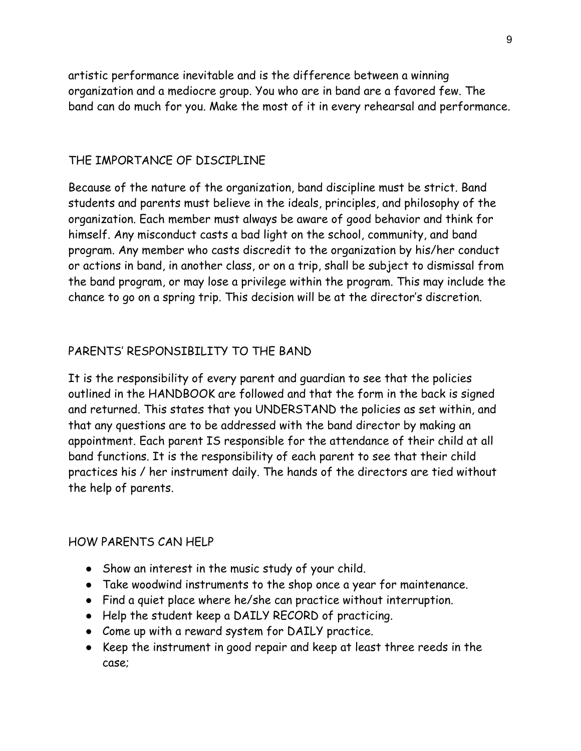artistic performance inevitable and is the difference between a winning organization and a mediocre group. You who are in band are a favored few. The band can do much for you. Make the most of it in every rehearsal and performance.

## THE IMPORTANCE OF DISCIPLINE

Because of the nature of the organization, band discipline must be strict. Band students and parents must believe in the ideals, principles, and philosophy of the organization. Each member must always be aware of good behavior and think for himself. Any misconduct casts a bad light on the school, community, and band program. Any member who casts discredit to the organization by his/her conduct or actions in band, in another class, or on a trip, shall be subject to dismissal from the band program, or may lose a privilege within the program. This may include the chance to go on a spring trip. This decision will be at the director's discretion.

## PARENTS' RESPONSIBILITY TO THE BAND

It is the responsibility of every parent and guardian to see that the policies outlined in the HANDBOOK are followed and that the form in the back is signed and returned. This states that you UNDERSTAND the policies as set within, and that any questions are to be addressed with the band director by making an appointment. Each parent IS responsible for the attendance of their child at all band functions. It is the responsibility of each parent to see that their child practices his / her instrument daily. The hands of the directors are tied without the help of parents.

## HOW PARENTS CAN HELP

- Show an interest in the music study of your child.
- Take woodwind instruments to the shop once a year for maintenance.
- Find a quiet place where he/she can practice without interruption.
- Help the student keep a DAILY RECORD of practicing.
- Come up with a reward system for DAILY practice.
- Keep the instrument in good repair and keep at least three reeds in the case;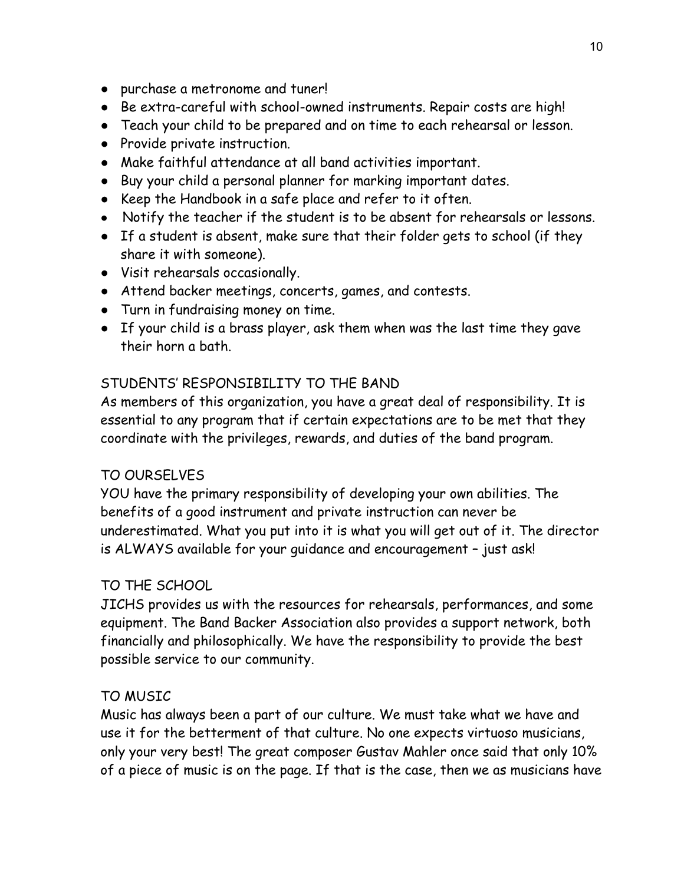- purchase a metronome and tuner!
- Be extra-careful with school-owned instruments. Repair costs are high!
- Teach your child to be prepared and on time to each rehearsal or lesson.
- Provide private instruction.
- Make faithful attendance at all band activities important.
- Buy your child a personal planner for marking important dates.
- Keep the Handbook in a safe place and refer to it often.
- Notify the teacher if the student is to be absent for rehearsals or lessons.
- If a student is absent, make sure that their folder gets to school (if they share it with someone).
- Visit rehearsals occasionally.
- Attend backer meetings, concerts, games, and contests.
- Turn in fundraising money on time.
- If your child is a brass player, ask them when was the last time they gave their horn a bath.

## STUDENTS' RESPONSIBILITY TO THE BAND

As members of this organization, you have a great deal of responsibility. It is essential to any program that if certain expectations are to be met that they coordinate with the privileges, rewards, and duties of the band program.

### TO OURSELVES

YOU have the primary responsibility of developing your own abilities. The benefits of a good instrument and private instruction can never be underestimated. What you put into it is what you will get out of it. The director is ALWAYS available for your guidance and encouragement – just ask!

### TO THE SCHOOL

JICHS provides us with the resources for rehearsals, performances, and some equipment. The Band Backer Association also provides a support network, both financially and philosophically. We have the responsibility to provide the best possible service to our community.

### TO MUSIC

Music has always been a part of our culture. We must take what we have and use it for the betterment of that culture. No one expects virtuoso musicians, only your very best! The great composer Gustav Mahler once said that only 10% of a piece of music is on the page. If that is the case, then we as musicians have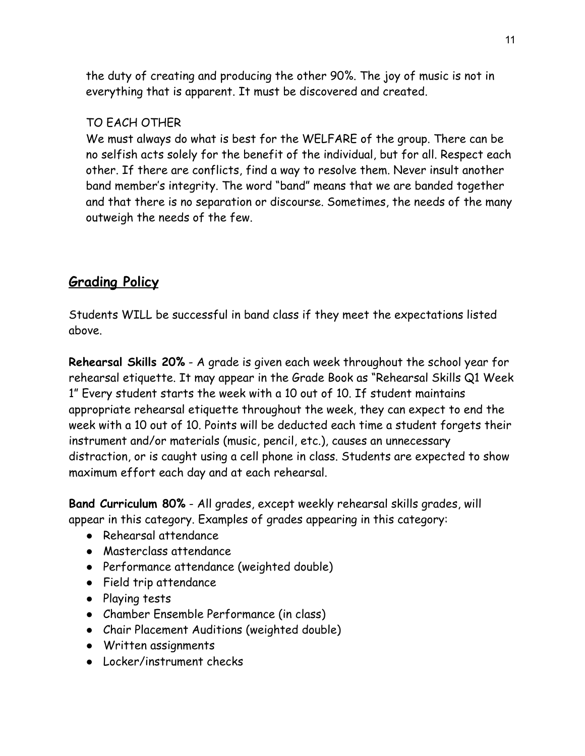the duty of creating and producing the other 90%. The joy of music is not in everything that is apparent. It must be discovered and created.

TO EACH OTHER

We must always do what is best for the WELFARE of the group. There can be no selfish acts solely for the benefit of the individual, but for all. Respect each other. If there are conflicts, find a way to resolve them. Never insult another band member's integrity. The word "band" means that we are banded together and that there is no separation or discourse. Sometimes, the needs of the many outweigh the needs of the few.

## Grading Policy

Students WILL be successful in band class if they meet the expectations listed above.

**Rehearsal Skills 20%** - A grade is given each week throughout the school year for rehearsal etiquette. It may appear in the Grade Book as "Rehearsal Skills Q1 Week 1" Every student starts the week with a 10 out of 10. If student maintains appropriate rehearsal etiquette throughout the week, they can expect to end the week with a 10 out of 10. Points will be deducted each time a student forgets their instrument and/or materials (music, pencil, etc.), causes an unnecessary distraction, or is caught using a cell phone in class. Students are expected to show maximum effort each day and at each rehearsal.

**Band Curriculum 80%** - All grades, except weekly rehearsal skills grades, will appear in this category. Examples of grades appearing in this category:

- Rehearsal attendance
- Masterclass attendance
- Performance attendance (weighted double)
- Field trip attendance
- Playing tests
- Chamber Ensemble Performance (in class)
- Chair Placement Auditions (weighted double)
- Written assignments
- Locker/instrument checks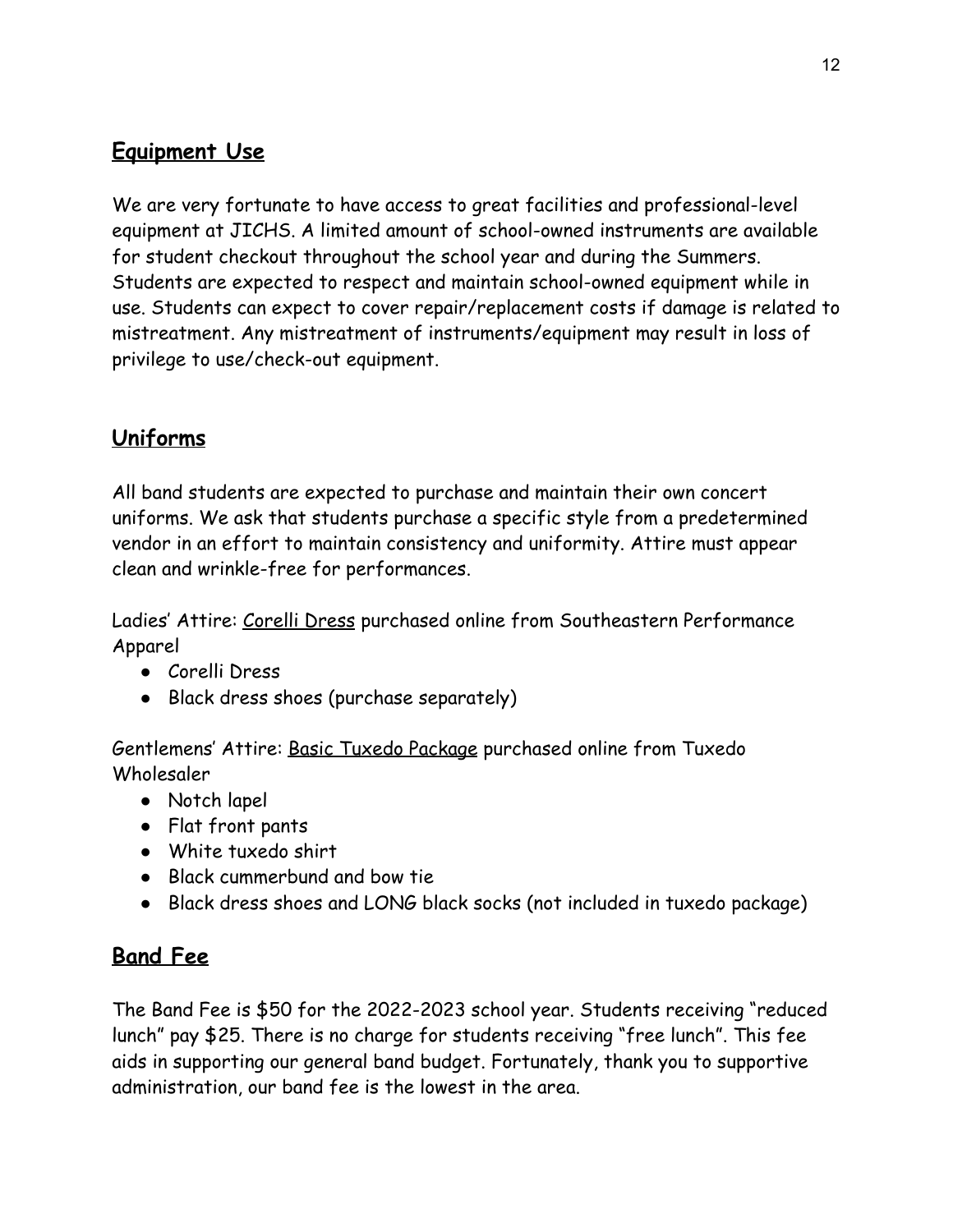## Equipment Use

We are very fortunate to have access to great facilities and professional-level equipment at JICHS. A limited amount of school-owned instruments are available for student checkout throughout the school year and during the Summers. Students are expected to respect and maintain school-owned equipment while in use. Students can expect to cover repair/replacement costs if damage is related to mistreatment. Any mistreatment of instruments/equipment may result in loss of privilege to use/check-out equipment.

## Uniforms

All band students are expected to purchase and maintain their own concert uniforms. We ask that students purchase a specific style from a predetermined vendor in an effort to maintain consistency and uniformity. Attire must appear clean and wrinkle-free for performances.

Ladies' Attire: Corelli Dress purchased online from Southeastern Performance Apparel

- Corelli Dress
- Black dress shoes (purchase separately)

Gentlemens' Attire: Basic Tuxedo Package purchased online from Tuxedo Wholesaler

- Notch lapel
- Flat front pants
- White tuxedo shirt
- Black cummerbund and bow tie
- Black dress shoes and LONG black socks (not included in tuxedo package)

## Band Fee

The Band Fee is $50 for the 2022-2023 school year. Students receiving "reduced lunch" pay $25. There is no charge for students receiving "free lunch". This fee aids in supporting our general band budget. Fortunately, thank you to supportive administration, our band fee is the lowest in the area.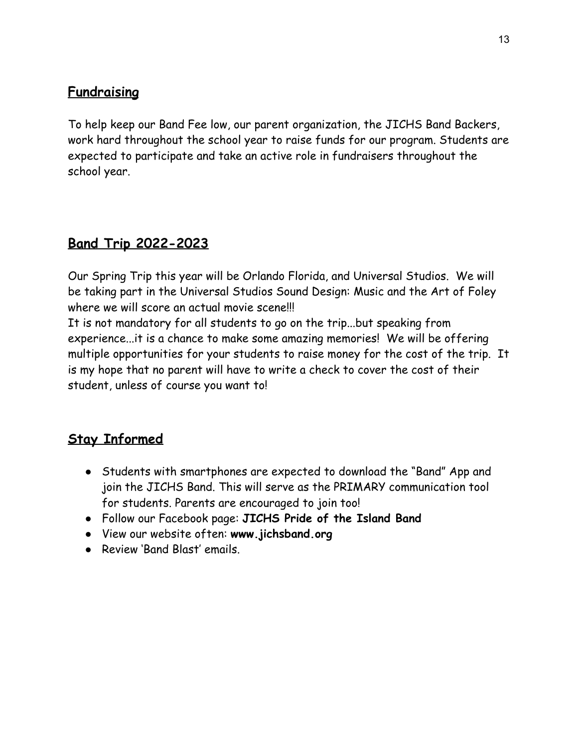## Fundraising

To help keep our Band Fee low, our parent organization, the JICHS Band Backers, work hard throughout the school year to raise funds for our program. Students are expected to participate and take an active role in fundraisers throughout the school year.

## Band Trip 2022-2023

Our Spring Trip this year will be Orlando Florida, and Universal Studios. We will be taking part in the Universal Studios Sound Design: Music and the Art of Foley where we will score an actual movie scene!!!
It is not mandatory for all students to go on the trip...but speaking from experience...it is a chance to make some amazing memories! We will be offering multiple opportunities for your students to raise money for the cost of the trip. It is my hope that no parent will have to write a check to cover the cost of their student, unless of course you want to!

## Stay Informed

- Students with smartphones are expected to download the "Band" App and join the JICHS Band. This will serve as the PRIMARY communication tool for students. Parents are encouraged to join too!
- Follow our Facebook page: **JICHS Pride of the Island Band**
- View our website often: **www.jichsband.org**
- Review 'Band Blast' emails.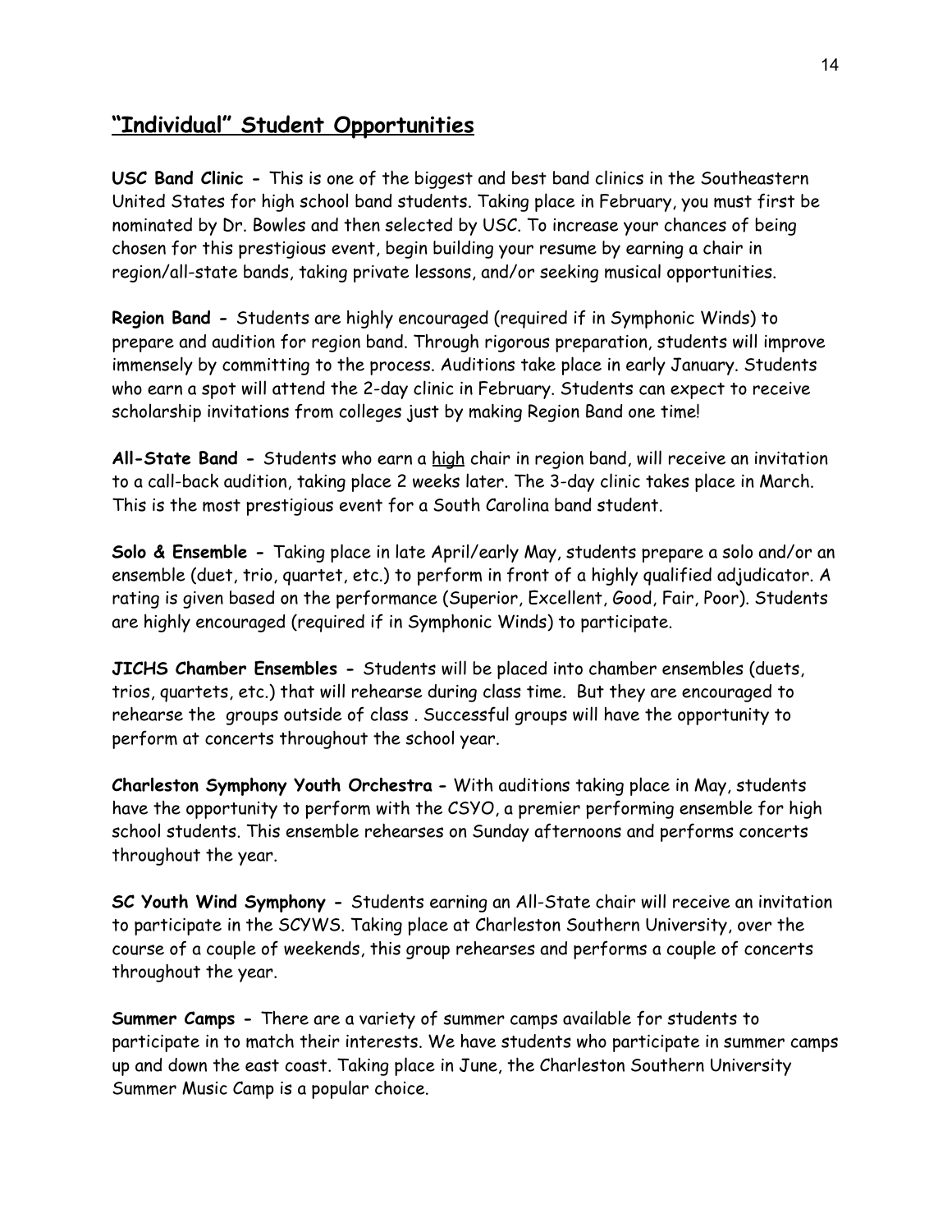## "Individual" Student Opportunities

**USC Band Clinic -** This is one of the biggest and best band clinics in the Southeastern United States for high school band students. Taking place in February, you must first be nominated by Dr. Bowles and then selected by USC. To increase your chances of being chosen for this prestigious event, begin building your resume by earning a chair in region/all-state bands, taking private lessons, and/or seeking musical opportunities.

**Region Band -** Students are highly encouraged (required if in Symphonic Winds) to prepare and audition for region band. Through rigorous preparation, students will improve immensely by committing to the process. Auditions take place in early January. Students who earn a spot will attend the 2-day clinic in February. Students can expect to receive scholarship invitations from colleges just by making Region Band one time!

**All-State Band -** Students who earn a <u>high</u> chair in region band, will receive an invitation to a call-back audition, taking place 2 weeks later. The 3-day clinic takes place in March. This is the most prestigious event for a South Carolina band student.

**Solo & Ensemble -** Taking place in late April/early May, students prepare a solo and/or an ensemble (duet, trio, quartet, etc.) to perform in front of a highly qualified adjudicator. A rating is given based on the performance (Superior, Excellent, Good, Fair, Poor). Students are highly encouraged (required if in Symphonic Winds) to participate.

**JICHS Chamber Ensembles -** Students will be placed into chamber ensembles (duets, trios, quartets, etc.) that will rehearse during class time. But they are encouraged to rehearse the groups outside of class . Successful groups will have the opportunity to perform at concerts throughout the school year.

**Charleston Symphony Youth Orchestra -** With auditions taking place in May, students have the opportunity to perform with the CSYO, a premier performing ensemble for high school students. This ensemble rehearses on Sunday afternoons and performs concerts throughout the year.

**SC Youth Wind Symphony -** Students earning an All-State chair will receive an invitation to participate in the SCYWS. Taking place at Charleston Southern University, over the course of a couple of weekends, this group rehearses and performs a couple of concerts throughout the year.

**Summer Camps -** There are a variety of summer camps available for students to participate in to match their interests. We have students who participate in summer camps up and down the east coast. Taking place in June, the Charleston Southern University Summer Music Camp is a popular choice.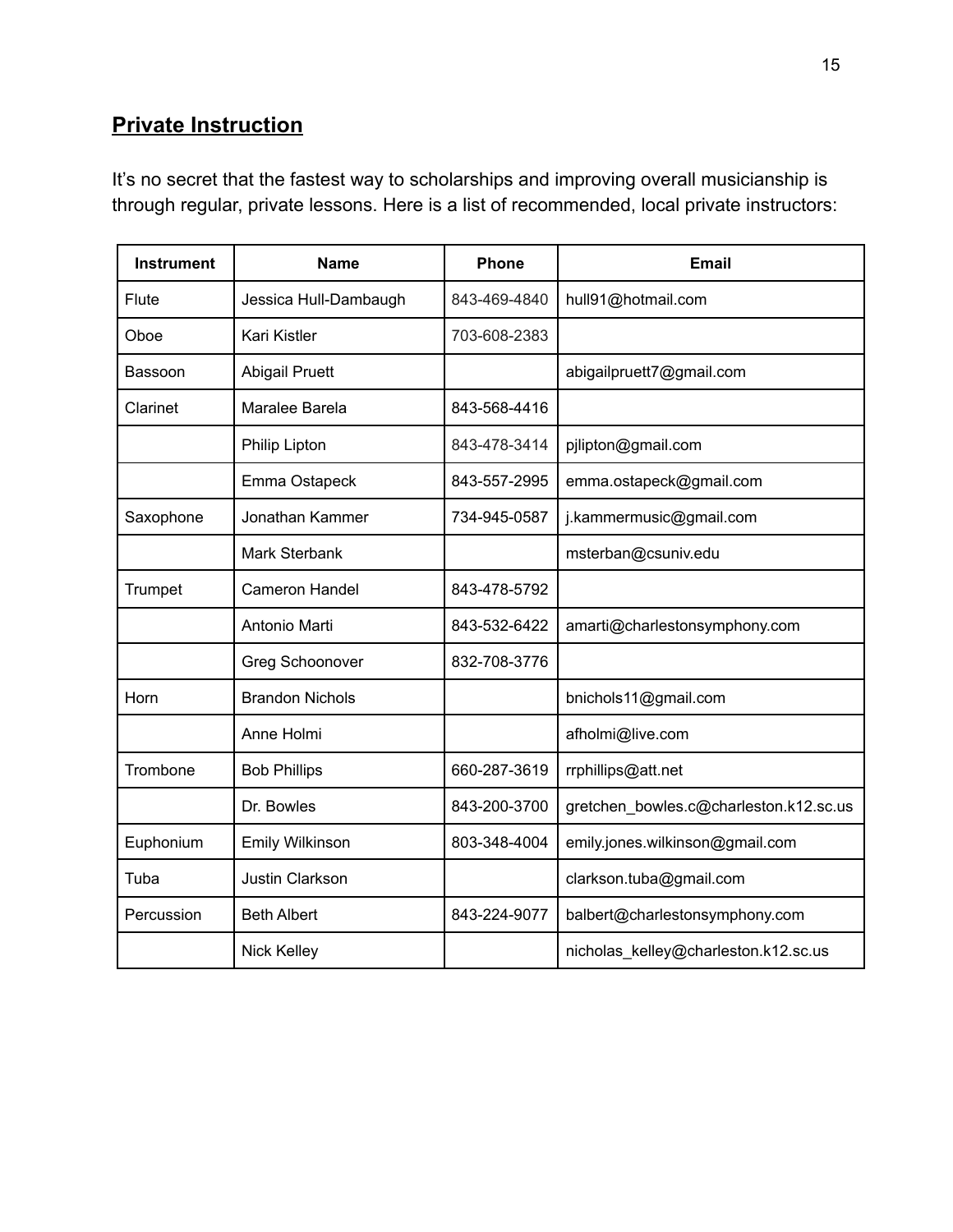## Private Instruction

It's no secret that the fastest way to scholarships and improving overall musicianship is through regular, private lessons. Here is a list of recommended, local private instructors:

| Instrument | Name | Phone | Email |
|---|---|---|---|
| Flute | Jessica Hull-Dambaugh | 843-469-4840 | hull91@hotmail.com |
| Oboe | Kari Kistler | 703-608-2383 | |
| Bassoon | Abigail Pruett | | abigailpruett7@gmail.com |
| Clarinet | Maralee Barela | 843-568-4416 | |
| | Philip Lipton | 843-478-3414 | pjlipton@gmail.com |
| | Emma Ostapeck | 843-557-2995 | emma.ostapeck@gmail.com |
| Saxophone | Jonathan Kammer | 734-945-0587 | j.kammermusic@gmail.com |
| | Mark Sterbank | | msterban@csuniv.edu |
| Trumpet | Cameron Handel | 843-478-5792 | |
| | Antonio Marti | 843-532-6422 | amarti@charlestonsymphony.com |
| | Greg Schoonover | 832-708-3776 | |
| Horn | Brandon Nichols | | bnichols11@gmail.com |
| | Anne Holmi | | afholmi@live.com |
| Trombone | Bob Phillips | 660-287-3619 | rrphillips@att.net |
| | Dr. Bowles | 843-200-3700 | gretchen_bowles.c@charleston.k12.sc.us |
| Euphonium | Emily Wilkinson | 803-348-4004 | emily.jones.wilkinson@gmail.com |
| Tuba | Justin Clarkson | | clarkson.tuba@gmail.com |
| Percussion | Beth Albert | 843-224-9077 | balbert@charlestonsymphony.com |
| | Nick Kelley | | nicholas_kelley@charleston.k12.sc.us |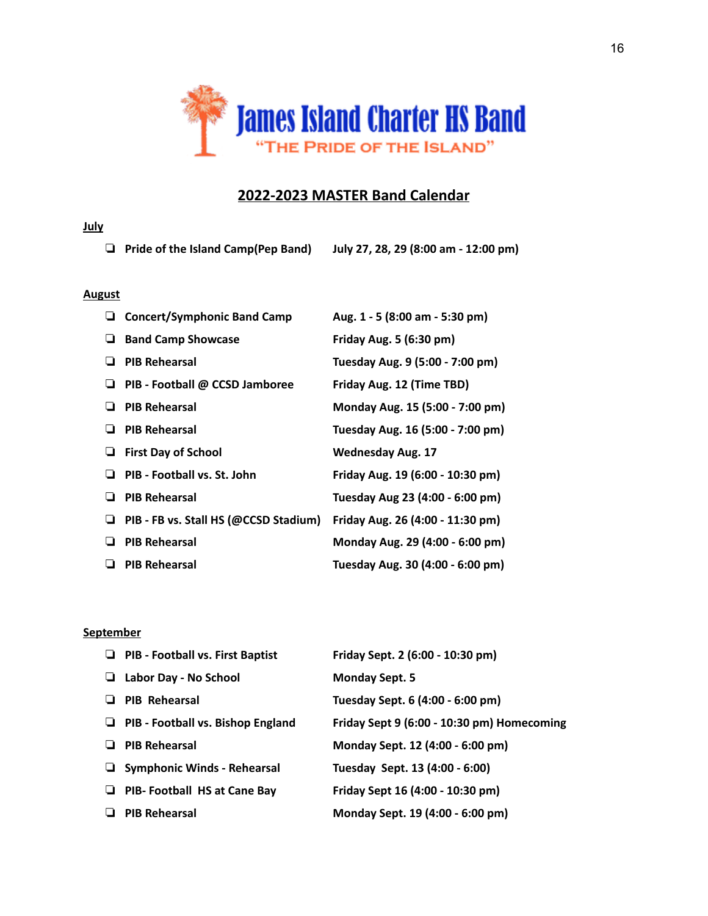# James Island Charter HS Band

"THE PRIDE OF THE ISLAND"

## 2022-2023 MASTER Band Calendar

### July

- ❑ **Pride of the Island Camp(Pep Band)** — **July 27, 28, 29 (8:00 am - 12:00 pm)**

### August

- ❑ **Concert/Symphonic Band Camp** — **Aug. 1 - 5 (8:00 am - 5:30 pm)**
- ❑ **Band Camp Showcase** — **Friday Aug. 5 (6:30 pm)**
- ❑ **PIB Rehearsal** — **Tuesday Aug. 9 (5:00 - 7:00 pm)**
- ❑ **PIB - Football @ CCSD Jamboree** — **Friday Aug. 12 (Time TBD)**
- ❑ **PIB Rehearsal** — **Monday Aug. 15 (5:00 - 7:00 pm)**
- ❑ **PIB Rehearsal** — **Tuesday Aug. 16 (5:00 - 7:00 pm)**
- ❑ **First Day of School** — **Wednesday Aug. 17**
- ❑ **PIB - Football vs. St. John** — **Friday Aug. 19 (6:00 - 10:30 pm)**
- ❑ **PIB Rehearsal** — **Tuesday Aug 23 (4:00 - 6:00 pm)**
- ❑ **PIB - FB vs. Stall HS (@CCSD Stadium)** — **Friday Aug. 26 (4:00 - 11:30 pm)**
- ❑ **PIB Rehearsal** — **Monday Aug. 29 (4:00 - 6:00 pm)**
- ❑ **PIB Rehearsal** — **Tuesday Aug. 30 (4:00 - 6:00 pm)**

### September

- ❑ **PIB - Football vs. First Baptist** — **Friday Sept. 2 (6:00 - 10:30 pm)**
- ❑ **Labor Day - No School** — **Monday Sept. 5**
- ❑ **PIB Rehearsal** — **Tuesday Sept. 6 (4:00 - 6:00 pm)**
- ❑ **PIB - Football vs. Bishop England** — **Friday Sept 9 (6:00 - 10:30 pm) Homecoming**
- ❑ **PIB Rehearsal** — **Monday Sept. 12 (4:00 - 6:00 pm)**
- ❑ **Symphonic Winds - Rehearsal** — **Tuesday Sept. 13 (4:00 - 6:00)**
- ❑ **PIB- Football HS at Cane Bay** — **Friday Sept 16 (4:00 - 10:30 pm)**
- ❑ **PIB Rehearsal** — **Monday Sept. 19 (4:00 - 6:00 pm)**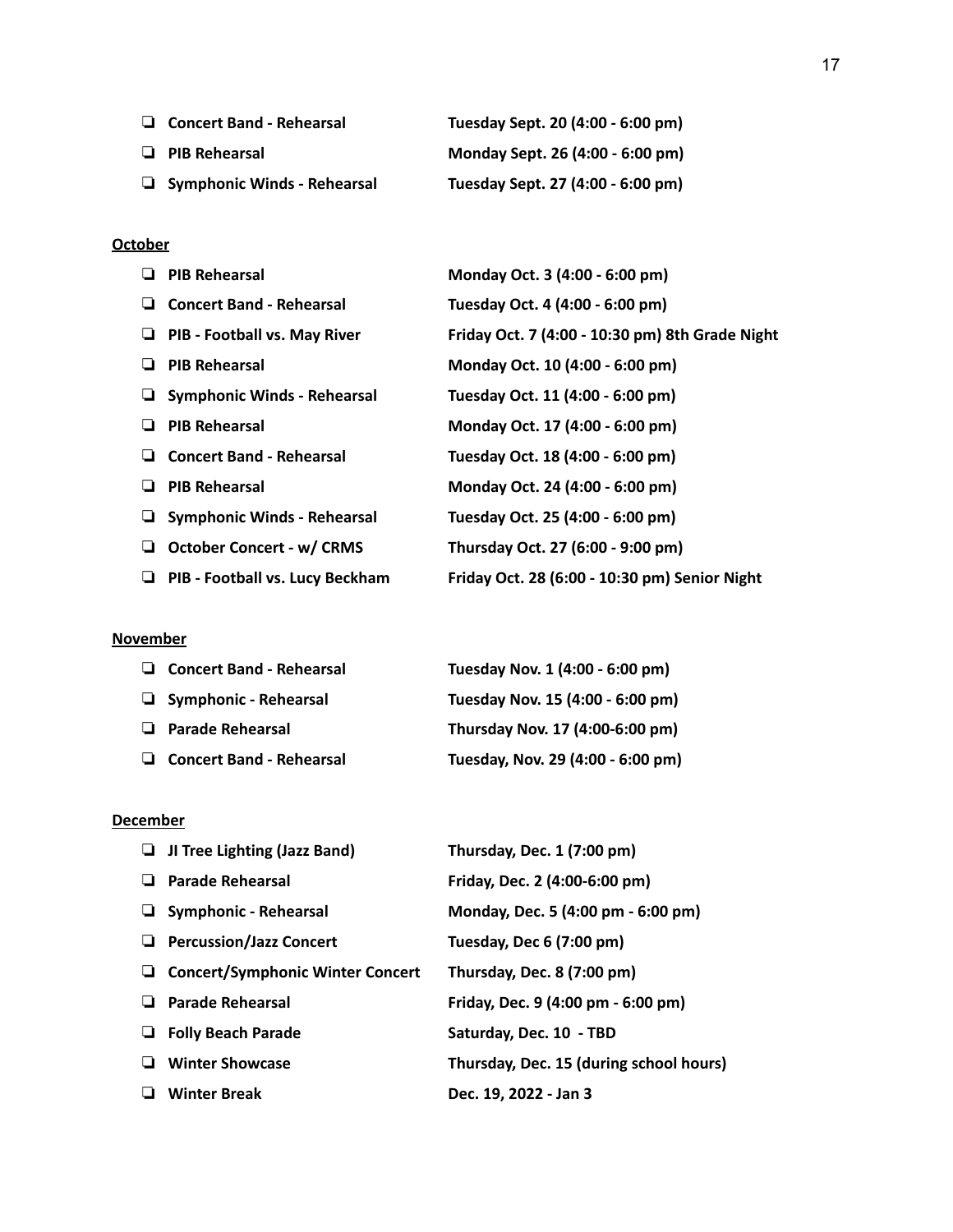- [ ] **Concert Band - Rehearsal** — **Tuesday Sept. 20 (4:00 - 6:00 pm)**
- [ ] **PIB Rehearsal** — **Monday Sept. 26 (4:00 - 6:00 pm)**
- [ ] **Symphonic Winds - Rehearsal** — **Tuesday Sept. 27 (4:00 - 6:00 pm)**

**<u>October</u>**

- [ ] **PIB Rehearsal** — **Monday Oct. 3 (4:00 - 6:00 pm)**
- [ ] **Concert Band - Rehearsal** — **Tuesday Oct. 4 (4:00 - 6:00 pm)**
- [ ] **PIB - Football vs. May River** — **Friday Oct. 7 (4:00 - 10:30 pm) 8th Grade Night**
- [ ] **PIB Rehearsal** — **Monday Oct. 10 (4:00 - 6:00 pm)**
- [ ] **Symphonic Winds - Rehearsal** — **Tuesday Oct. 11 (4:00 - 6:00 pm)**
- [ ] **PIB Rehearsal** — **Monday Oct. 17 (4:00 - 6:00 pm)**
- [ ] **Concert Band - Rehearsal** — **Tuesday Oct. 18 (4:00 - 6:00 pm)**
- [ ] **PIB Rehearsal** — **Monday Oct. 24 (4:00 - 6:00 pm)**
- [ ] **Symphonic Winds - Rehearsal** — **Tuesday Oct. 25 (4:00 - 6:00 pm)**
- [ ] **October Concert - w/ CRMS** — **Thursday Oct. 27 (6:00 - 9:00 pm)**
- [ ] **PIB - Football vs. Lucy Beckham** — **Friday Oct. 28 (6:00 - 10:30 pm) Senior Night**

**<u>November</u>**

- [ ] **Concert Band - Rehearsal** — **Tuesday Nov. 1 (4:00 - 6:00 pm)**
- [ ] **Symphonic - Rehearsal** — **Tuesday Nov. 15 (4:00 - 6:00 pm)**
- [ ] **Parade Rehearsal** — **Thursday Nov. 17 (4:00-6:00 pm)**
- [ ] **Concert Band - Rehearsal** — **Tuesday, Nov. 29 (4:00 - 6:00 pm)**

**<u>December</u>**

- [ ] **JI Tree Lighting (Jazz Band)** — **Thursday, Dec. 1 (7:00 pm)**
- [ ] **Parade Rehearsal** — **Friday, Dec. 2 (4:00-6:00 pm)**
- [ ] **Symphonic - Rehearsal** — **Monday, Dec. 5 (4:00 pm - 6:00 pm)**
- [ ] **Percussion/Jazz Concert** — **Tuesday, Dec 6 (7:00 pm)**
- [ ] **Concert/Symphonic Winter Concert** — **Thursday, Dec. 8 (7:00 pm)**
- [ ] **Parade Rehearsal** — **Friday, Dec. 9 (4:00 pm - 6:00 pm)**
- [ ] **Folly Beach Parade** — **Saturday, Dec. 10 - TBD**
- [ ] **Winter Showcase** — **Thursday, Dec. 15 (during school hours)**
- [ ] **Winter Break** — **Dec. 19, 2022 - Jan 3**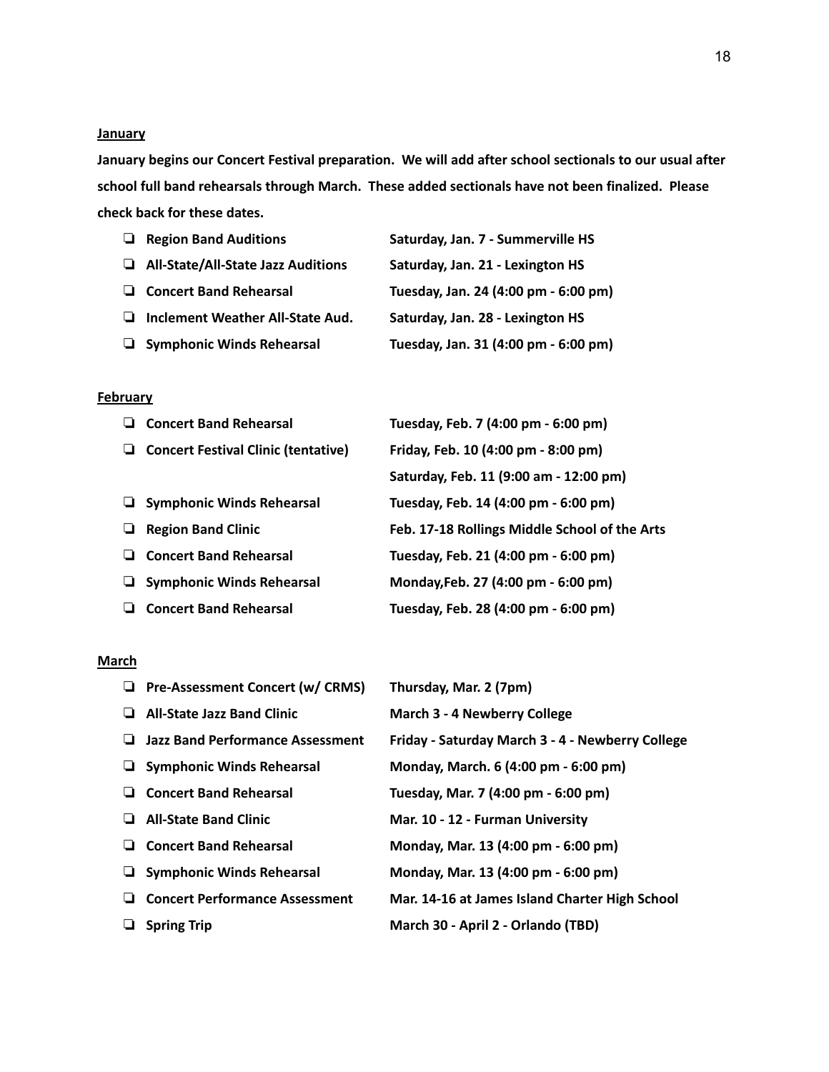**<u>January</u>**

**January begins our Concert Festival preparation. We will add after school sectionals to our usual after school full band rehearsals through March. These added sectionals have not been finalized. Please check back for these dates.**

- ❏ **Region Band Auditions** — **Saturday, Jan. 7 - Summerville HS**
- ❏ **All-State/All-State Jazz Auditions** — **Saturday, Jan. 21 - Lexington HS**
- ❏ **Concert Band Rehearsal** — **Tuesday, Jan. 24 (4:00 pm - 6:00 pm)**
- ❏ **Inclement Weather All-State Aud.** — **Saturday, Jan. 28 - Lexington HS**
- ❏ **Symphonic Winds Rehearsal** — **Tuesday, Jan. 31 (4:00 pm - 6:00 pm)**

**<u>February</u>**

- ❏ **Concert Band Rehearsal** — **Tuesday, Feb. 7 (4:00 pm - 6:00 pm)**
- ❏ **Concert Festival Clinic (tentative)** — **Friday, Feb. 10 (4:00 pm - 8:00 pm)**; **Saturday, Feb. 11 (9:00 am - 12:00 pm)**
- ❏ **Symphonic Winds Rehearsal** — **Tuesday, Feb. 14 (4:00 pm - 6:00 pm)**
- ❏ **Region Band Clinic** — **Feb. 17-18 Rollings Middle School of the Arts**
- ❏ **Concert Band Rehearsal** — **Tuesday, Feb. 21 (4:00 pm - 6:00 pm)**
- ❏ **Symphonic Winds Rehearsal** — **Monday,Feb. 27 (4:00 pm - 6:00 pm)**
- ❏ **Concert Band Rehearsal** — **Tuesday, Feb. 28 (4:00 pm - 6:00 pm)**

**<u>March</u>**

- ❏ **Pre-Assessment Concert (w/ CRMS)** — **Thursday, Mar. 2 (7pm)**
- ❏ **All-State Jazz Band Clinic** — **March 3 - 4 Newberry College**
- ❏ **Jazz Band Performance Assessment** — **Friday - Saturday March 3 - 4 - Newberry College**
- ❏ **Symphonic Winds Rehearsal** — **Monday, March. 6 (4:00 pm - 6:00 pm)**
- ❏ **Concert Band Rehearsal** — **Tuesday, Mar. 7 (4:00 pm - 6:00 pm)**
- ❏ **All-State Band Clinic** — **Mar. 10 - 12 - Furman University**
- ❏ **Concert Band Rehearsal** — **Monday, Mar. 13 (4:00 pm - 6:00 pm)**
- ❏ **Symphonic Winds Rehearsal** — **Monday, Mar. 13 (4:00 pm - 6:00 pm)**
- ❏ **Concert Performance Assessment** — **Mar. 14-16 at James Island Charter High School**
- ❏ **Spring Trip** — **March 30 - April 2 - Orlando (TBD)**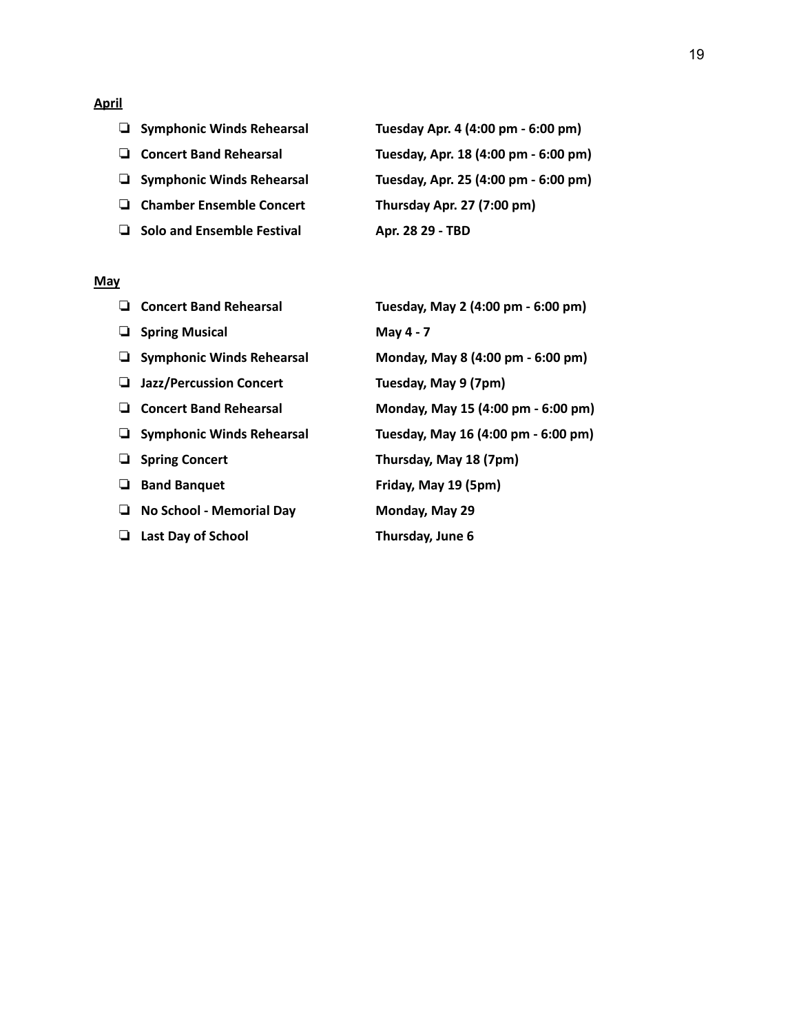**April**

- ❏ **Symphonic Winds Rehearsal** **Tuesday Apr. 4 (4:00 pm - 6:00 pm)**
- ❏ **Concert Band Rehearsal** **Tuesday, Apr. 18 (4:00 pm - 6:00 pm)**
- ❏ **Symphonic Winds Rehearsal** **Tuesday, Apr. 25 (4:00 pm - 6:00 pm)**
- ❏ **Chamber Ensemble Concert** **Thursday Apr. 27 (7:00 pm)**
- ❏ **Solo and Ensemble Festival** **Apr. 28 29 - TBD**

**May**

- ❏ **Concert Band Rehearsal** **Tuesday, May 2 (4:00 pm - 6:00 pm)**
- ❏ **Spring Musical** **May 4 - 7**
- ❏ **Symphonic Winds Rehearsal** **Monday, May 8 (4:00 pm - 6:00 pm)**
- ❏ **Jazz/Percussion Concert** **Tuesday, May 9 (7pm)**
- ❏ **Concert Band Rehearsal** **Monday, May 15 (4:00 pm - 6:00 pm)**
- ❏ **Symphonic Winds Rehearsal** **Tuesday, May 16 (4:00 pm - 6:00 pm)**
- ❏ **Spring Concert** **Thursday, May 18 (7pm)**
- ❏ **Band Banquet** **Friday, May 19 (5pm)**
- ❏ **No School - Memorial Day** **Monday, May 29**
- ❏ **Last Day of School** **Thursday, June 6**